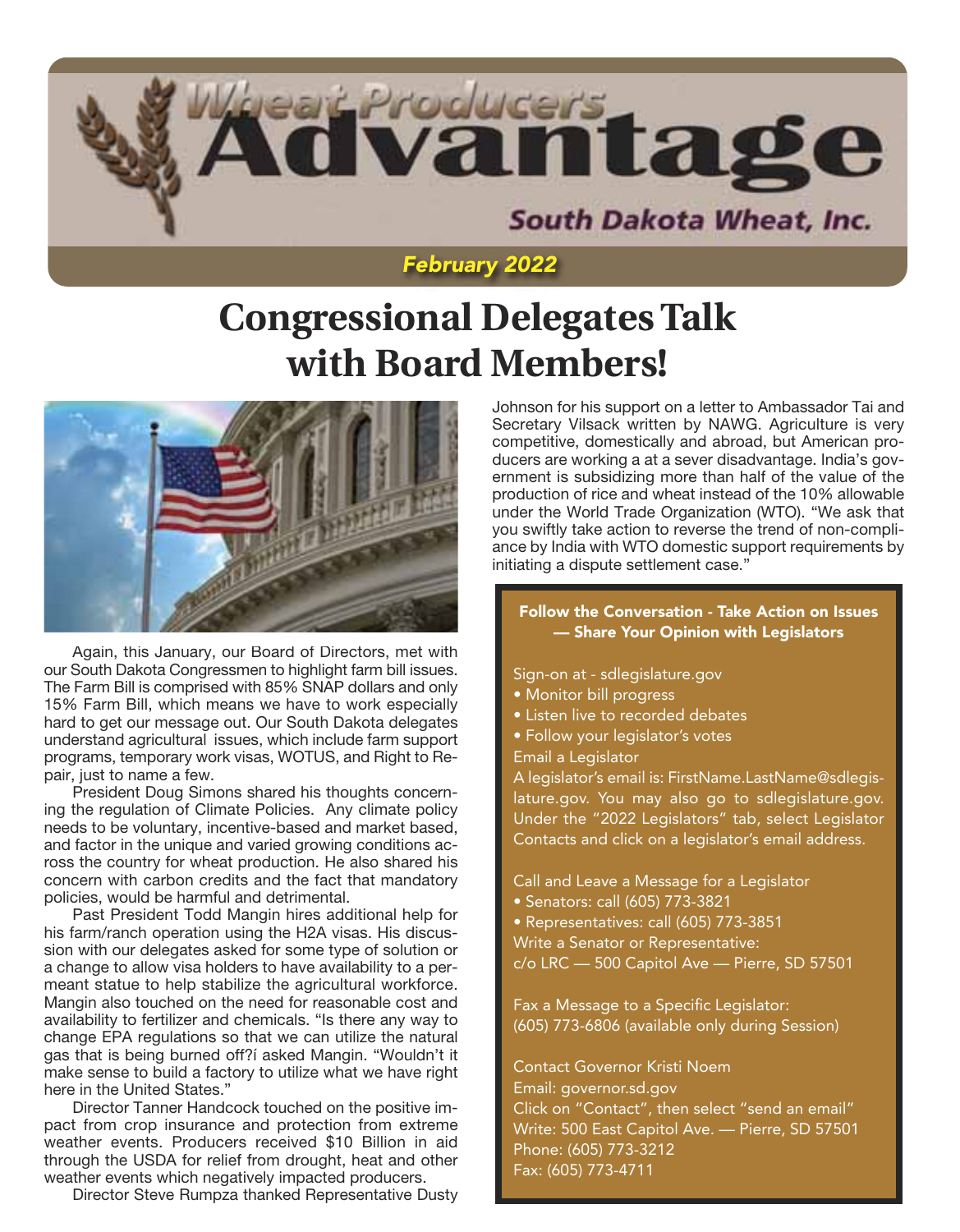# Wheat Producers Advantage

South Dakota Wheat, Inc.

*February 2022*

# Congressional Delegates Talk with Board Members!

Again, this January, our Board of Directors, met with our South Dakota Congressmen to highlight farm bill issues. The Farm Bill is comprised with 85% SNAP dollars and only 15% Farm Bill, which means we have to work especially hard to get our message out. Our South Dakota delegates understand agricultural issues, which include farm support programs, temporary work visas, WOTUS, and Right to Repair, just to name a few.

President Doug Simons shared his thoughts concerning the regulation of Climate Policies. Any climate policy needs to be voluntary, incentive-based and market based, and factor in the unique and varied growing conditions across the country for wheat production. He also shared his concern with carbon credits and the fact that mandatory policies, would be harmful and detrimental.

Past President Todd Mangin hires additional help for his farm/ranch operation using the H2A visas. His discussion with our delegates asked for some type of solution or a change to allow visa holders to have availability to a permeant statue to help stabilize the agricultural workforce. Mangin also touched on the need for reasonable cost and availability to fertilizer and chemicals. "Is there any way to change EPA regulations so that we can utilize the natural gas that is being burned off?í asked Mangin. "Wouldn't it make sense to build a factory to utilize what we have right here in the United States."

Director Tanner Handcock touched on the positive impact from crop insurance and protection from extreme weather events. Producers received $10 Billion in aid through the USDA for relief from drought, heat and other weather events which negatively impacted producers.

Director Steve Rumpza thanked Representative Dusty Johnson for his support on a letter to Ambassador Tai and Secretary Vilsack written by NAWG. Agriculture is very competitive, domestically and abroad, but American producers are working a at a sever disadvantage. India's government is subsidizing more than half of the value of the production of rice and wheat instead of the 10% allowable under the World Trade Organization (WTO). "We ask that you swiftly take action to reverse the trend of non-compliance by India with WTO domestic support requirements by initiating a dispute settlement case."

**Follow the Conversation - Take Action on Issues — Share Your Opinion with Legislators**

Sign-on at - sdlegislature.gov
- Monitor bill progress
- Listen live to recorded debates
- Follow your legislator's votes

Email a Legislator
A legislator's email is: FirstName.LastName@sdlegislature.gov. You may also go to sdlegislature.gov. Under the "2022 Legislators" tab, select Legislator Contacts and click on a legislator's email address.

Call and Leave a Message for a Legislator
- Senators: call (605) 773-3821
- Representatives: call (605) 773-3851

Write a Senator or Representative:
c/o LRC — 500 Capitol Ave — Pierre, SD 57501

Fax a Message to a Specific Legislator:
(605) 773-6806 (available only during Session)

Contact Governor Kristi Noem
Email: governor.sd.gov
Click on "Contact", then select "send an email"
Write: 500 East Capitol Ave. — Pierre, SD 57501
Phone: (605) 773-3212
Fax: (605) 773-4711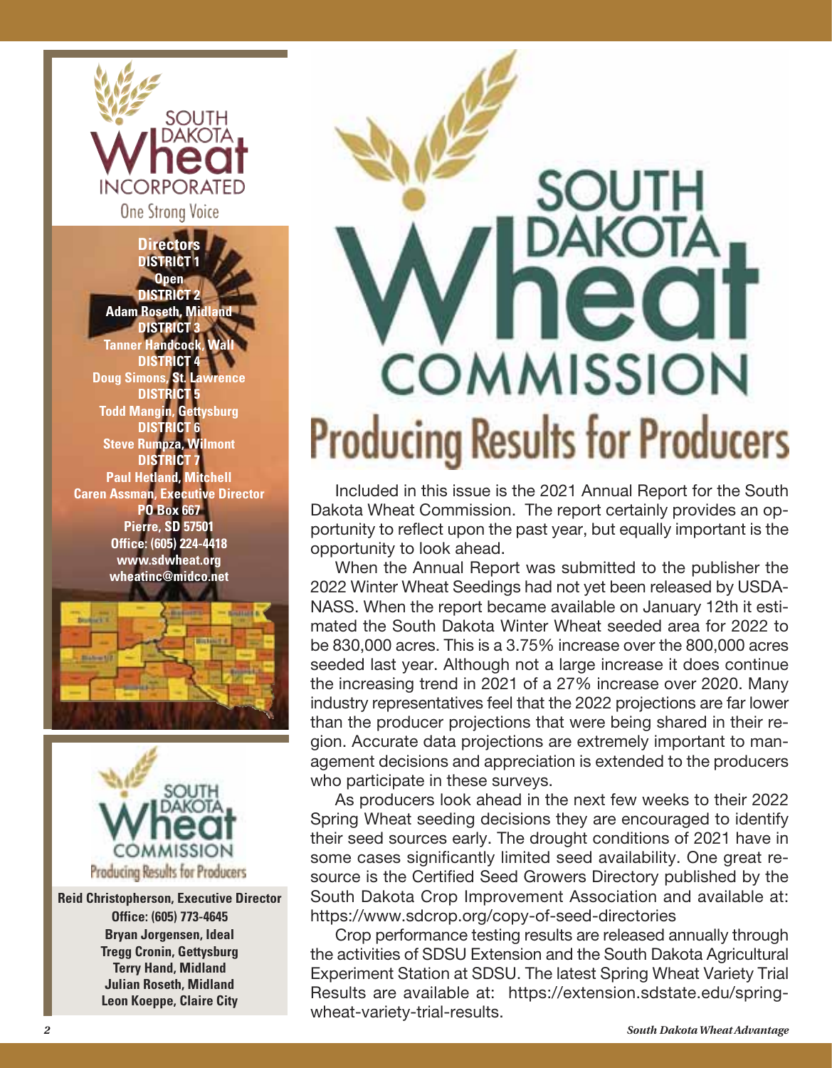SOUTH DAKOTA Wheat INCORPORATED

One Strong Voice

**Directors**

**DISTRICT 1**
**Open**

**DISTRICT 2**
**Adam Roseth, Midland**

**DISTRICT 3**
**Tanner Handcock, Wall**

**DISTRICT 4**
**Doug Simons, St. Lawrence**

**DISTRICT 5**
**Todd Mangin, Gettysburg**

**DISTRICT 6**
**Steve Rumpza, Wilmont**

**DISTRICT 7**
**Paul Hetland, Mitchell**

**Caren Assman, Executive Director**
**PO Box 667**
**Pierre, SD 57501**
**Office: (605) 224-4418**
**www.sdwheat.org**
**wheatinc@midco.net**

SOUTH DAKOTA Wheat COMMISSION

Producing Results for Producers

**Reid Christopherson, Executive Director**
**Office: (605) 773-4645**
**Bryan Jorgensen, Ideal**
**Tregg Cronin, Gettysburg**
**Terry Hand, Midland**
**Julian Roseth, Midland**
**Leon Koeppe, Claire City**

# SOUTH DAKOTA Wheat COMMISSION

## Producing Results for Producers

Included in this issue is the 2021 Annual Report for the South Dakota Wheat Commission. The report certainly provides an opportunity to reflect upon the past year, but equally important is the opportunity to look ahead.

When the Annual Report was submitted to the publisher the 2022 Winter Wheat Seedings had not yet been released by USDA-NASS. When the report became available on January 12th it estimated the South Dakota Winter Wheat seeded area for 2022 to be 830,000 acres. This is a 3.75% increase over the 800,000 acres seeded last year. Although not a large increase it does continue the increasing trend in 2021 of a 27% increase over 2020. Many industry representatives feel that the 2022 projections are far lower than the producer projections that were being shared in their region. Accurate data projections are extremely important to management decisions and appreciation is extended to the producers who participate in these surveys.

As producers look ahead in the next few weeks to their 2022 Spring Wheat seeding decisions they are encouraged to identify their seed sources early. The drought conditions of 2021 have in some cases significantly limited seed availability. One great resource is the Certified Seed Growers Directory published by the South Dakota Crop Improvement Association and available at: https://www.sdcrop.org/copy-of-seed-directories

Crop performance testing results are released annually through the activities of SDSU Extension and the South Dakota Agricultural Experiment Station at SDSU. The latest Spring Wheat Variety Trial Results are available at: https://extension.sdstate.edu/spring-wheat-variety-trial-results.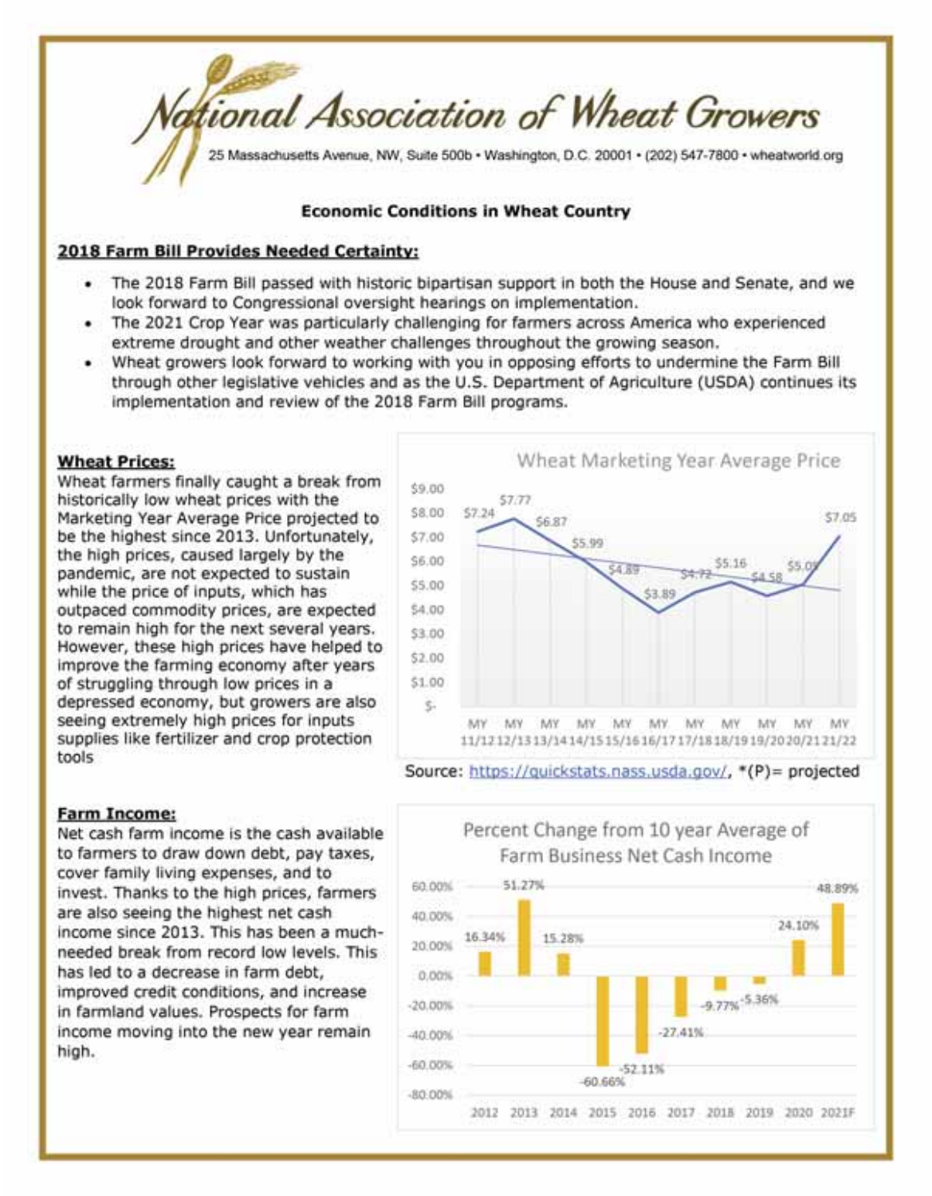# National Association of Wheat Growers

25 Massachusetts Avenue, NW, Suite 500b • Washington, D.C. 20001 • (202) 547-7800 • wheatworld.org

**Economic Conditions in Wheat Country**

**2018 Farm Bill Provides Needed Certainty:**

- The 2018 Farm Bill passed with historic bipartisan support in both the House and Senate, and we look forward to Congressional oversight hearings on implementation.
- The 2021 Crop Year was particularly challenging for farmers across America who experienced extreme drought and other weather challenges throughout the growing season.
- Wheat growers look forward to working with you in opposing efforts to undermine the Farm Bill through other legislative vehicles and as the U.S. Department of Agriculture (USDA) continues its implementation and review of the 2018 Farm Bill programs.

**Wheat Prices:**

Wheat farmers finally caught a break from historically low wheat prices with the Marketing Year Average Price projected to be the highest since 2013. Unfortunately, the high prices, caused largely by the pandemic, are not expected to sustain while the price of inputs, which has outpaced commodity prices, are expected to remain high for the next several years. However, these high prices have helped to improve the farming economy after years of struggling through low prices in a depressed economy, but growers are also seeing extremely high prices for inputs supplies like fertilizer and crop protection tools

Wheat Marketing Year Average Price

| Marketing Year | Price |
|---|---|
| MY 11/12 | $7.24 |
| MY 12/13 | $7.77 |
| MY 13/14 | $6.87 |
| MY 14/15 | $5.99 |
| MY 15/16 | $4.89 |
| MY 16/17 | $3.89 |
| MY 17/18 | $4.72 |
| MY 18/19 | $5.16 |
| MY 19/20 | $4.58 |
| MY 20/21 | $5.05 |
| MY 21/22 | $7.05 |

Source: https://quickstats.nass.usda.gov/, *(P)= projected

**Farm Income:**

Net cash farm income is the cash available to farmers to draw down debt, pay taxes, cover family living expenses, and to invest. Thanks to the high prices, farmers are also seeing the highest net cash income since 2013. This has been a much-needed break from record low levels. This has led to a decrease in farm debt, improved credit conditions, and increase in farmland values. Prospects for farm income moving into the new year remain high.

Percent Change from 10 year Average of Farm Business Net Cash Income

| Year | Percent Change |
|---|---|
| 2012 | 16.34% |
| 2013 | 51.27% |
| 2014 | 15.28% |
| 2015 | -60.66% |
| 2016 | -52.11% |
| 2017 | -27.41% |
| 2018 | -9.77% |
| 2019 | -5.36% |
| 2020 | 24.10% |
| 2021F | 48.89% |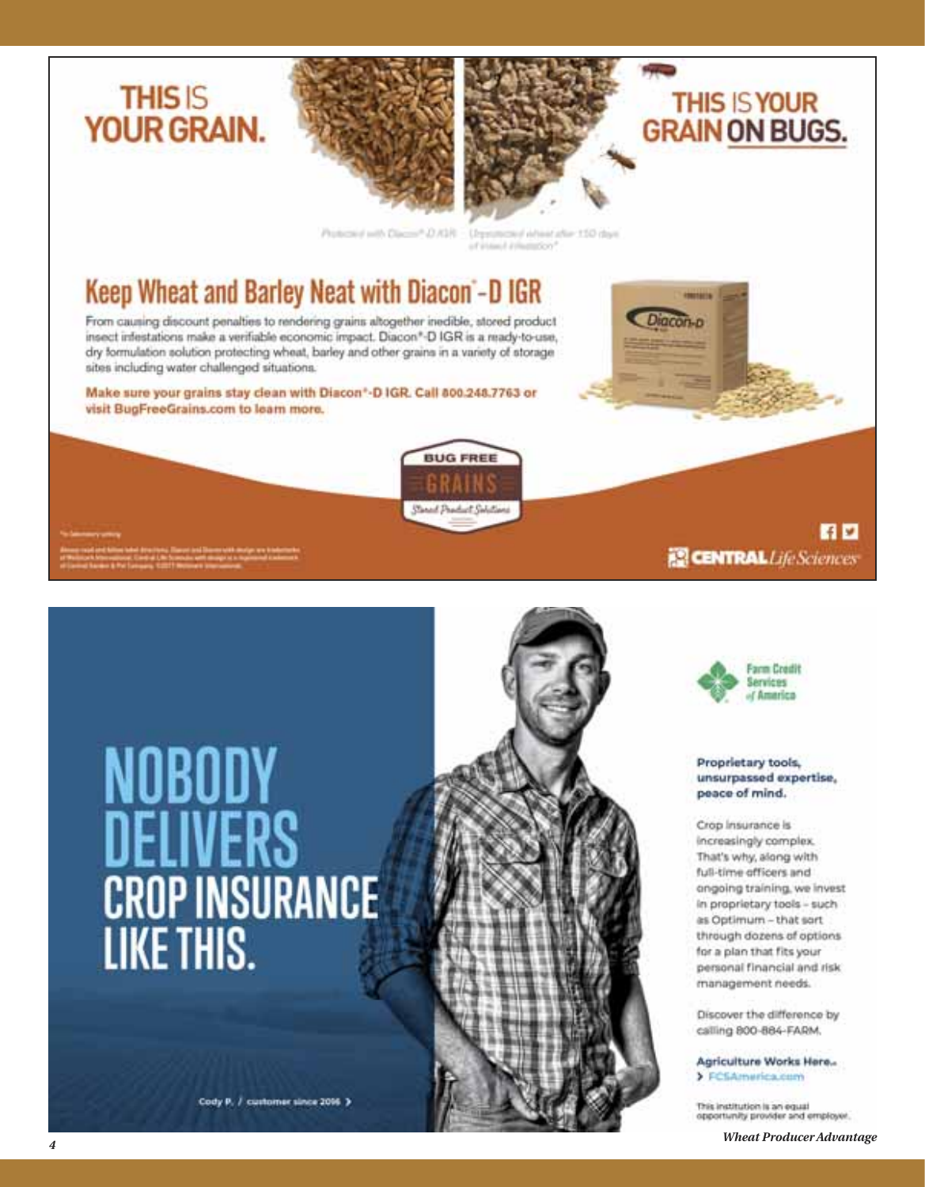# THIS IS YOUR GRAIN.

# THIS IS YOUR GRAIN ON BUGS.

Protected with Diacon®-D IGR    Unprotected wheat after 150 days of insect infestation*

## Keep Wheat and Barley Neat with Diacon®-D IGR

From causing discount penalties to rendering grains altogether inedible, stored product insect infestations make a verifiable economic impact. Diacon®-D IGR is a ready-to-use, dry formulation solution protecting wheat, barley and other grains in a variety of storage sites including water challenged situations.

**Make sure your grains stay clean with Diacon®-D IGR. Call 800.248.7763 or visit BugFreeGrains.com to learn more.**

BUG FREE GRAINS
*Stored Product Solutions*

*In laboratory setting

Always read and follow label directions. Diacon and Diacon with design are trademarks of Wellmark International. Central Life Sciences with design is a registered trademark of Central Garden & Pet Company. ©2017 Wellmark International.

CENTRAL *Life Sciences*

# NOBODY DELIVERS CROP INSURANCE LIKE THIS.

Cody P. / customer since 2016 >

Farm Credit Services of America

**Proprietary tools, unsurpassed expertise, peace of mind.**

Crop insurance is increasingly complex. That's why, along with full-time officers and ongoing training, we invest in proprietary tools – such as Optimum – that sort through dozens of options for a plan that fits your personal financial and risk management needs.

Discover the difference by calling 800-884-FARM.

**Agriculture Works Here.**
> FCSAmerica.com

This institution is an equal opportunity provider and employer.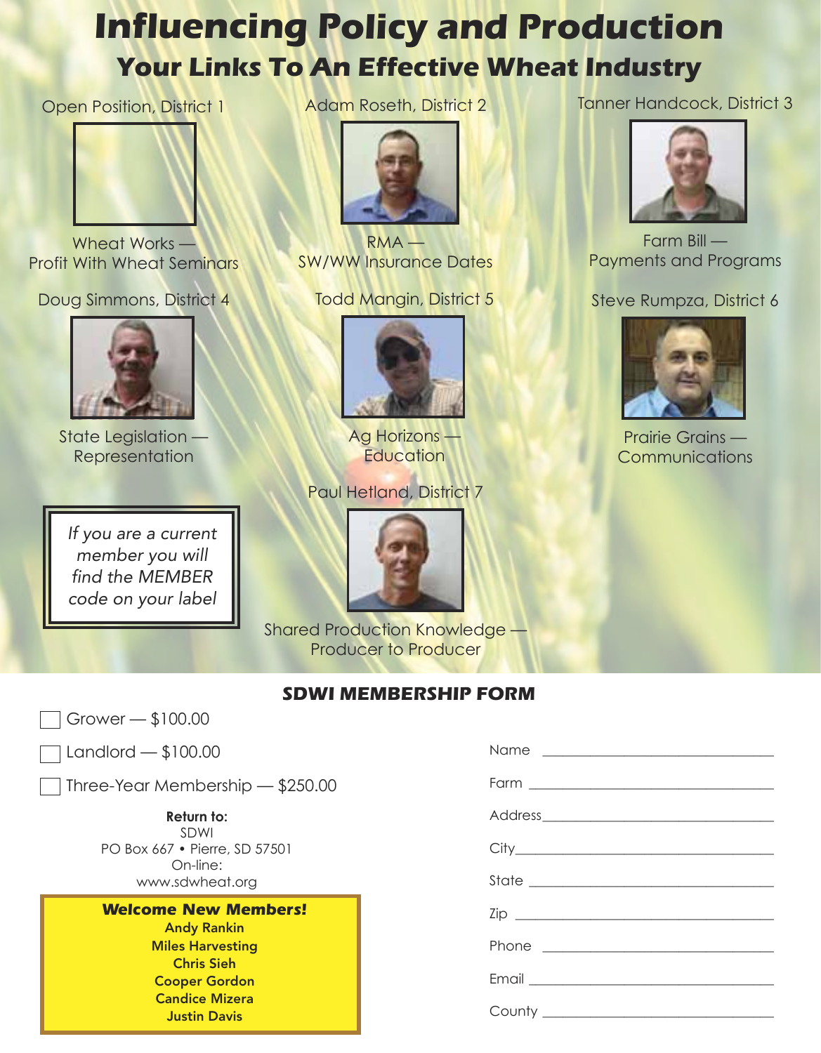# Influencing Policy and Production

## Your Links To An Effective Wheat Industry

**Open Position, District 1**
Wheat Works — Profit With Wheat Seminars

**Adam Roseth, District 2**
RMA — SW/WW Insurance Dates

**Tanner Handcock, District 3**
Farm Bill — Payments and Programs

**Doug Simmons, District 4**
State Legislation — Representation

**Todd Mangin, District 5**
Ag Horizons — Education

**Steve Rumpza, District 6**
Prairie Grains — Communications

**Paul Hetland, District 7**
Shared Production Knowledge — Producer to Producer

*If you are a current member you will find the MEMBER code on your label*

## SDWI MEMBERSHIP FORM

- ☐ Grower — $100.00
- ☐ Landlord — $100.00
- ☐ Three-Year Membership — $250.00

**Return to:**
SDWI
PO Box 667 • Pierre, SD 57501
On-line:
www.sdwheat.org

Name ______________________________

Farm ______________________________

Address ______________________________

City ______________________________

State ______________________________

Zip ______________________________

Phone ______________________________

Email ______________________________

County ______________________________

**Welcome New Members!**
**Andy Rankin**
**Miles Harvesting**
**Chris Sieh**
**Cooper Gordon**
**Candice Mizera**
**Justin Davis**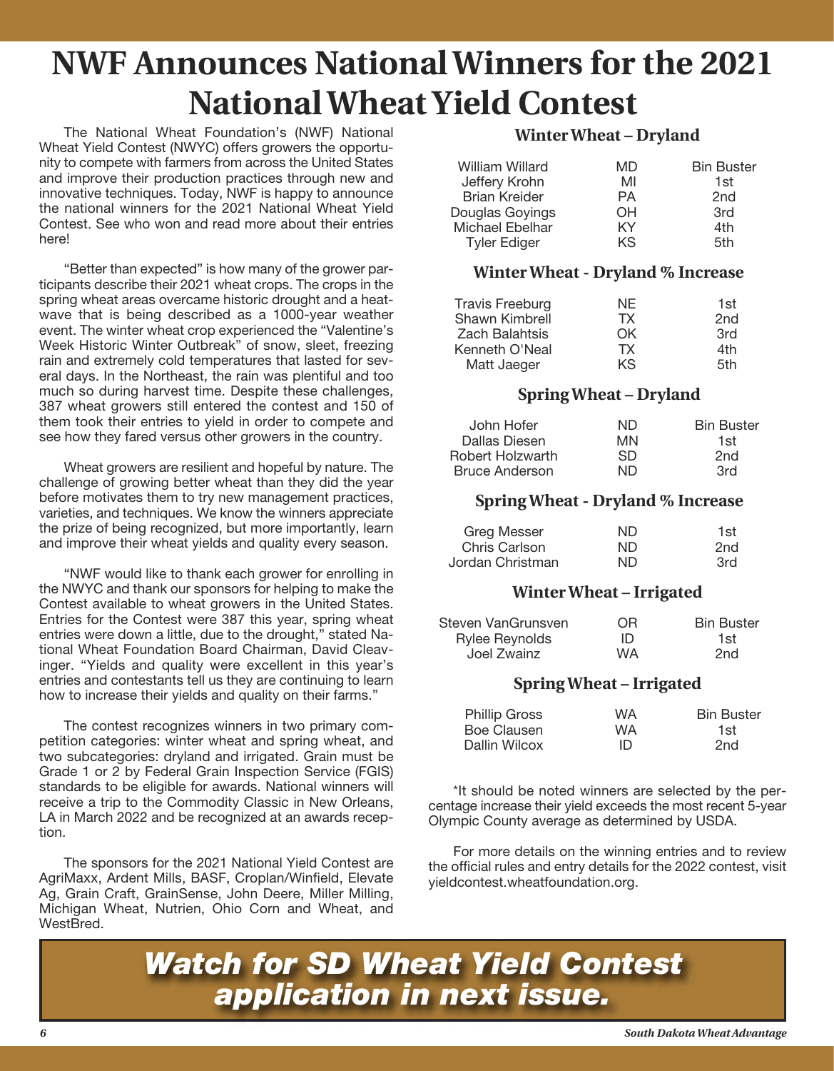# NWF Announces National Winners for the 2021 National Wheat Yield Contest

The National Wheat Foundation's (NWF) National Wheat Yield Contest (NWYC) offers growers the opportunity to compete with farmers from across the United States and improve their production practices through new and innovative techniques. Today, NWF is happy to announce the national winners for the 2021 National Wheat Yield Contest. See who won and read more about their entries here!

"Better than expected" is how many of the grower participants describe their 2021 wheat crops. The crops in the spring wheat areas overcame historic drought and a heatwave that is being described as a 1000-year weather event. The winter wheat crop experienced the "Valentine's Week Historic Winter Outbreak" of snow, sleet, freezing rain and extremely cold temperatures that lasted for several days. In the Northeast, the rain was plentiful and too much so during harvest time. Despite these challenges, 387 wheat growers still entered the contest and 150 of them took their entries to yield in order to compete and see how they fared versus other growers in the country.

Wheat growers are resilient and hopeful by nature. The challenge of growing better wheat than they did the year before motivates them to try new management practices, varieties, and techniques. We know the winners appreciate the prize of being recognized, but more importantly, learn and improve their wheat yields and quality every season.

"NWF would like to thank each grower for enrolling in the NWYC and thank our sponsors for helping to make the Contest available to wheat growers in the United States. Entries for the Contest were 387 this year, spring wheat entries were down a little, due to the drought," stated National Wheat Foundation Board Chairman, David Cleavinger. "Yields and quality were excellent in this year's entries and contestants tell us they are continuing to learn how to increase their yields and quality on their farms."

The contest recognizes winners in two primary competition categories: winter wheat and spring wheat, and two subcategories: dryland and irrigated. Grain must be Grade 1 or 2 by Federal Grain Inspection Service (FGIS) standards to be eligible for awards. National winners will receive a trip to the Commodity Classic in New Orleans, LA in March 2022 and be recognized at an awards reception.

The sponsors for the 2021 National Yield Contest are AgriMaxx, Ardent Mills, BASF, Croplan/Winfield, Elevate Ag, Grain Craft, GrainSense, John Deere, Miller Milling, Michigan Wheat, Nutrien, Ohio Corn and Wheat, and WestBred.

### Winter Wheat – Dryland

| Name | State | Place |
|---|---|---|
| William Willard | MD | Bin Buster |
| Jeffery Krohn | MI | 1st |
| Brian Kreider | PA | 2nd |
| Douglas Goyings | OH | 3rd |
| Michael Ebelhar | KY | 4th |
| Tyler Ediger | KS | 5th |

### Winter Wheat - Dryland % Increase

| Name | State | Place |
|---|---|---|
| Travis Freeburg | NE | 1st |
| Shawn Kimbrell | TX | 2nd |
| Zach Balahtsis | OK | 3rd |
| Kenneth O'Neal | TX | 4th |
| Matt Jaeger | KS | 5th |

### Spring Wheat – Dryland

| Name | State | Place |
|---|---|---|
| John Hofer | ND | Bin Buster |
| Dallas Diesen | MN | 1st |
| Robert Holzwarth | SD | 2nd |
| Bruce Anderson | ND | 3rd |

### Spring Wheat - Dryland % Increase

| Name | State | Place |
|---|---|---|
| Greg Messer | ND | 1st |
| Chris Carlson | ND | 2nd |
| Jordan Christman | ND | 3rd |

### Winter Wheat – Irrigated

| Name | State | Place |
|---|---|---|
| Steven VanGrunsven | OR | Bin Buster |
| Rylee Reynolds | ID | 1st |
| Joel Zwainz | WA | 2nd |

### Spring Wheat – Irrigated

| Name | State | Place |
|---|---|---|
| Phillip Gross | WA | Bin Buster |
| Boe Clausen | WA | 1st |
| Dallin Wilcox | ID | 2nd |

*It should be noted winners are selected by the percentage increase their yield exceeds the most recent 5-year Olympic County average as determined by USDA.

For more details on the winning entries and to review the official rules and entry details for the 2022 contest, visit yieldcontest.wheatfoundation.org.

***Watch for SD Wheat Yield Contest application in next issue.***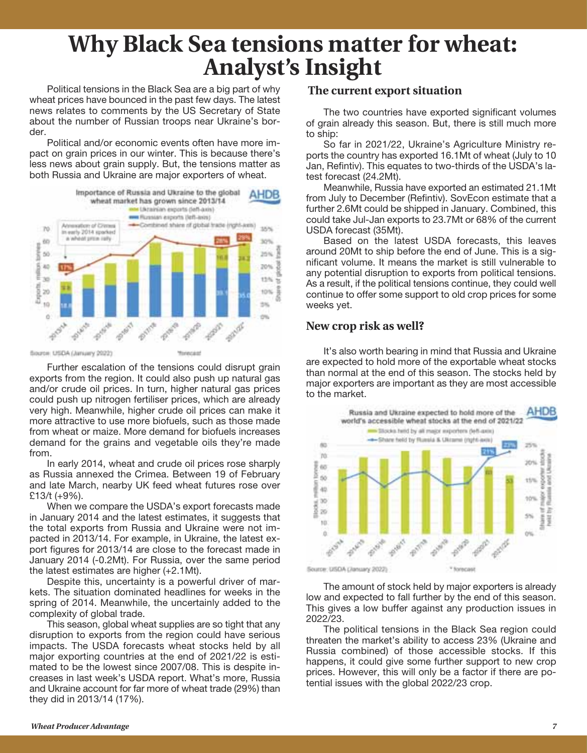# Why Black Sea tensions matter for wheat: Analyst's Insight

Political tensions in the Black Sea are a big part of why wheat prices have bounced in the past few days. The latest news relates to comments by the US Secretary of State about the number of Russian troops near Ukraine's border.

Political and/or economic events often have more impact on grain prices in our winter. This is because there's less news about grain supply. But, the tensions matter as both Russia and Ukraine are major exporters of wheat.

Further escalation of the tensions could disrupt grain exports from the region. It could also push up natural gas and/or crude oil prices. In turn, higher natural gas prices could push up nitrogen fertiliser prices, which are already very high. Meanwhile, higher crude oil prices can make it more attractive to use more biofuels, such as those made from wheat or maize. More demand for biofuels increases demand for the grains and vegetable oils they're made from.

In early 2014, wheat and crude oil prices rose sharply as Russia annexed the Crimea. Between 19 of February and late March, nearby UK feed wheat futures rose over £13/t (+9%).

When we compare the USDA's export forecasts made in January 2014 and the latest estimates, it suggests that the total exports from Russia and Ukraine were not impacted in 2013/14. For example, in Ukraine, the latest export figures for 2013/14 are close to the forecast made in January 2014 (-0.2Mt). For Russia, over the same period the latest estimates are higher (+2.1Mt).

Despite this, uncertainty is a powerful driver of markets. The situation dominated headlines for weeks in the spring of 2014. Meanwhile, the uncertainly added to the complexity of global trade.

This season, global wheat supplies are so tight that any disruption to exports from the region could have serious impacts. The USDA forecasts wheat stocks held by all major exporting countries at the end of 2021/22 is estimated to be the lowest since 2007/08. This is despite increases in last week's USDA report. What's more, Russia and Ukraine account for far more of wheat trade (29%) than they did in 2013/14 (17%).

## The current export situation

The two countries have exported significant volumes of grain already this season. But, there is still much more to ship:

So far in 2021/22, Ukraine's Agriculture Ministry reports the country has exported 16.1Mt of wheat (July to 10 Jan, Refintiv). This equates to two-thirds of the USDA's latest forecast (24.2Mt).

Meanwhile, Russia have exported an estimated 21.1Mt from July to December (Refintiv). SovEcon estimate that a further 2.6Mt could be shipped in January. Combined, this could take Jul-Jan exports to 23.7Mt or 68% of the current USDA forecast (35Mt).

Based on the latest USDA forecasts, this leaves around 20Mt to ship before the end of June. This is a significant volume. It means the market is still vulnerable to any potential disruption to exports from political tensions. As a result, if the political tensions continue, they could well continue to offer some support to old crop prices for some weeks yet.

## New crop risk as well?

It's also worth bearing in mind that Russia and Ukraine are expected to hold more of the exportable wheat stocks than normal at the end of this season. The stocks held by major exporters are important as they are most accessible to the market.

The amount of stock held by major exporters is already low and expected to fall further by the end of this season. This gives a low buffer against any production issues in 2022/23.

The political tensions in the Black Sea region could threaten the market's ability to access 23% (Ukraine and Russia combined) of those accessible stocks. If this happens, it could give some further support to new crop prices. However, this will only be a factor if there are potential issues with the global 2022/23 crop.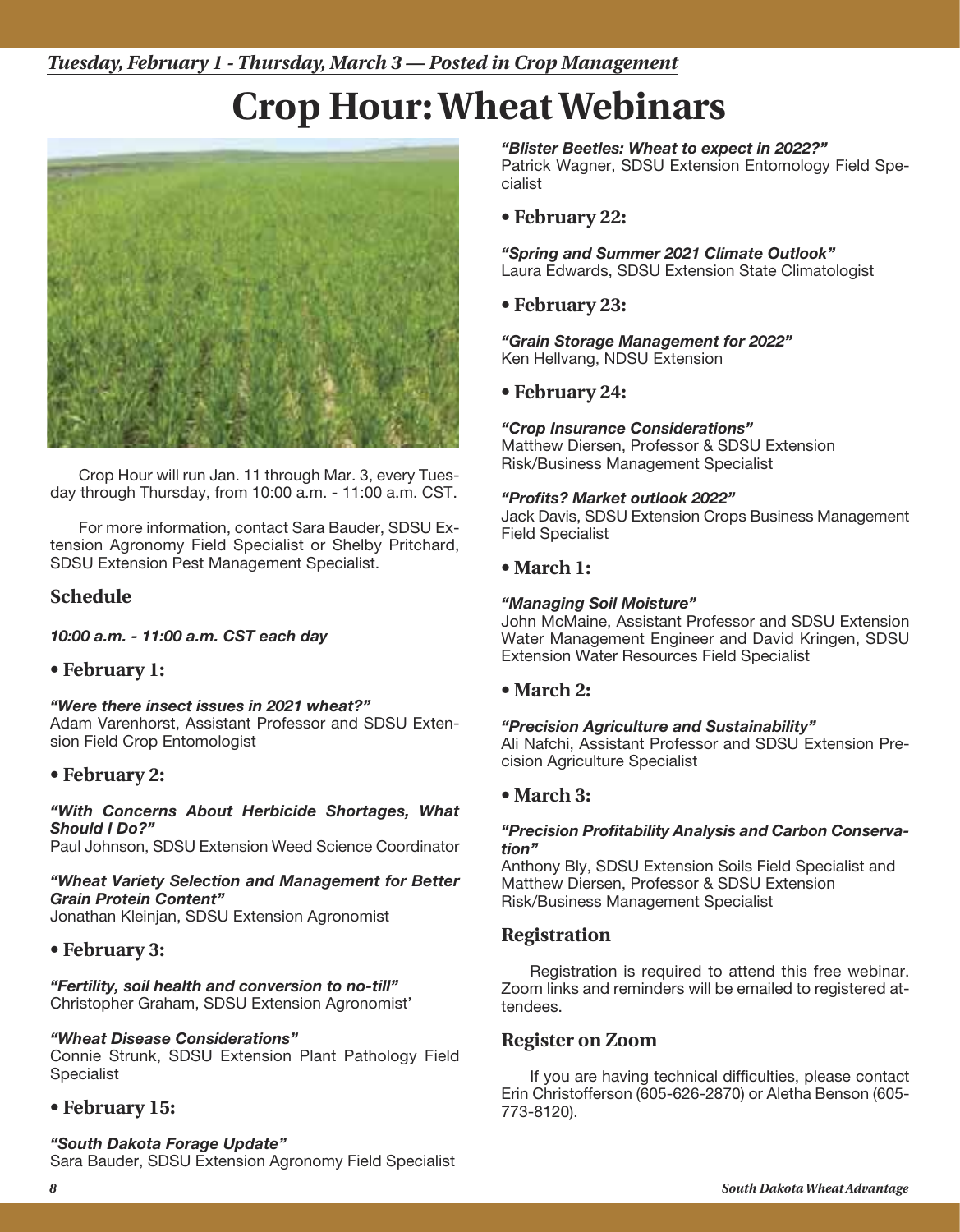*Tuesday, February 1 - Thursday, March 3 — Posted in Crop Management*

# Crop Hour: Wheat Webinars

Crop Hour will run Jan. 11 through Mar. 3, every Tuesday through Thursday, from 10:00 a.m. - 11:00 a.m. CST.

For more information, contact Sara Bauder, SDSU Extension Agronomy Field Specialist or Shelby Pritchard, SDSU Extension Pest Management Specialist.

## Schedule

***10:00 a.m. - 11:00 a.m. CST each day***

### • February 1:

***"Were there insect issues in 2021 wheat?"***
Adam Varenhorst, Assistant Professor and SDSU Extension Field Crop Entomologist

### • February 2:

***"With Concerns About Herbicide Shortages, What Should I Do?"***
Paul Johnson, SDSU Extension Weed Science Coordinator

***"Wheat Variety Selection and Management for Better Grain Protein Content"***
Jonathan Kleinjan, SDSU Extension Agronomist

### • February 3:

***"Fertility, soil health and conversion to no-till"***
Christopher Graham, SDSU Extension Agronomist'

***"Wheat Disease Considerations"***
Connie Strunk, SDSU Extension Plant Pathology Field Specialist

### • February 15:

***"South Dakota Forage Update"***
Sara Bauder, SDSU Extension Agronomy Field Specialist

***"Blister Beetles: Wheat to expect in 2022?"***
Patrick Wagner, SDSU Extension Entomology Field Specialist

### • February 22:

***"Spring and Summer 2021 Climate Outlook"***
Laura Edwards, SDSU Extension State Climatologist

### • February 23:

***"Grain Storage Management for 2022"***
Ken Hellvang, NDSU Extension

### • February 24:

***"Crop Insurance Considerations"***
Matthew Diersen, Professor & SDSU Extension Risk/Business Management Specialist

***"Profits? Market outlook 2022"***
Jack Davis, SDSU Extension Crops Business Management Field Specialist

### • March 1:

***"Managing Soil Moisture"***
John McMaine, Assistant Professor and SDSU Extension Water Management Engineer and David Kringen, SDSU Extension Water Resources Field Specialist

### • March 2:

***"Precision Agriculture and Sustainability"***
Ali Nafchi, Assistant Professor and SDSU Extension Precision Agriculture Specialist

### • March 3:

***"Precision Profitability Analysis and Carbon Conservation"***
Anthony Bly, SDSU Extension Soils Field Specialist and Matthew Diersen, Professor & SDSU Extension Risk/Business Management Specialist

## Registration

Registration is required to attend this free webinar. Zoom links and reminders will be emailed to registered attendees.

## Register on Zoom

If you are having technical difficulties, please contact Erin Christofferson (605-626-2870) or Aletha Benson (605-773-8120).